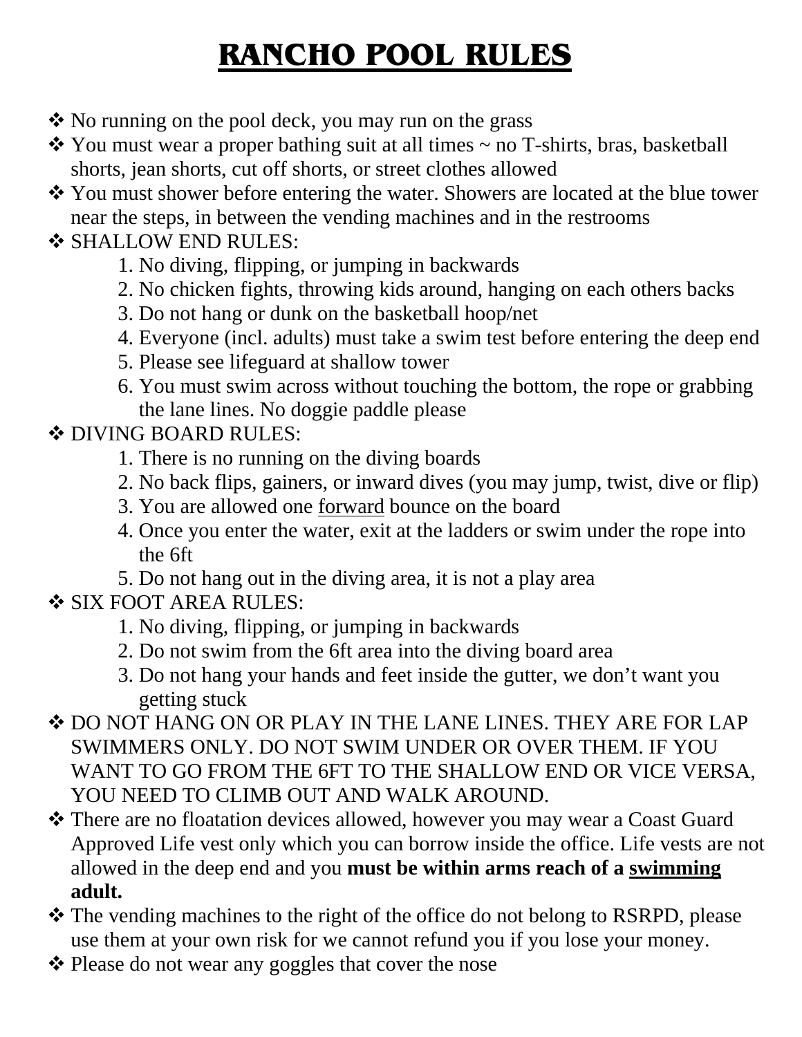# RANCHO POOL RULES

- ❖ No running on the pool deck, you may run on the grass
- ❖ You must wear a proper bathing suit at all times ~ no T-shirts, bras, basketball shorts, jean shorts, cut off shorts, or street clothes allowed
- ❖ You must shower before entering the water. Showers are located at the blue tower near the steps, in between the vending machines and in the restrooms
- ❖ SHALLOW END RULES:
    1. No diving, flipping, or jumping in backwards
    2. No chicken fights, throwing kids around, hanging on each others backs
    3. Do not hang or dunk on the basketball hoop/net
    4. Everyone (incl. adults) must take a swim test before entering the deep end
    5. Please see lifeguard at shallow tower
    6. You must swim across without touching the bottom, the rope or grabbing the lane lines. No doggie paddle please
- ❖ DIVING BOARD RULES:
    1. There is no running on the diving boards
    2. No back flips, gainers, or inward dives (you may jump, twist, dive or flip)
    3. You are allowed one <u>forward</u> bounce on the board
    4. Once you enter the water, exit at the ladders or swim under the rope into the 6ft
    5. Do not hang out in the diving area, it is not a play area
- ❖ SIX FOOT AREA RULES:
    1. No diving, flipping, or jumping in backwards
    2. Do not swim from the 6ft area into the diving board area
    3. Do not hang your hands and feet inside the gutter, we don't want you getting stuck
- ❖ DO NOT HANG ON OR PLAY IN THE LANE LINES. THEY ARE FOR LAP SWIMMERS ONLY. DO NOT SWIM UNDER OR OVER THEM. IF YOU WANT TO GO FROM THE 6FT TO THE SHALLOW END OR VICE VERSA, YOU NEED TO CLIMB OUT AND WALK AROUND.
- ❖ There are no floatation devices allowed, however you may wear a Coast Guard Approved Life vest only which you can borrow inside the office. Life vests are not allowed in the deep end and you **must be within arms reach of a <u>swimming</u> adult.**
- ❖ The vending machines to the right of the office do not belong to RSRPD, please use them at your own risk for we cannot refund you if you lose your money.
- ❖ Please do not wear any goggles that cover the nose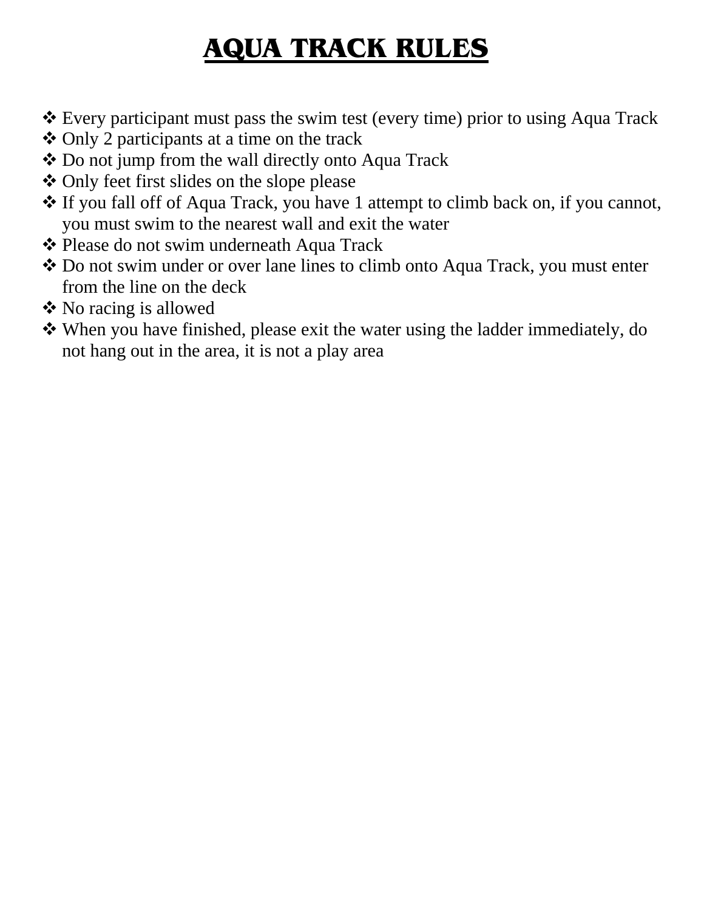# AQUA TRACK RULES

- Every participant must pass the swim test (every time) prior to using Aqua Track
- Only 2 participants at a time on the track
- Do not jump from the wall directly onto Aqua Track
- Only feet first slides on the slope please
- If you fall off of Aqua Track, you have 1 attempt to climb back on, if you cannot, you must swim to the nearest wall and exit the water
- Please do not swim underneath Aqua Track
- Do not swim under or over lane lines to climb onto Aqua Track, you must enter from the line on the deck
- No racing is allowed
- When you have finished, please exit the water using the ladder immediately, do not hang out in the area, it is not a play area